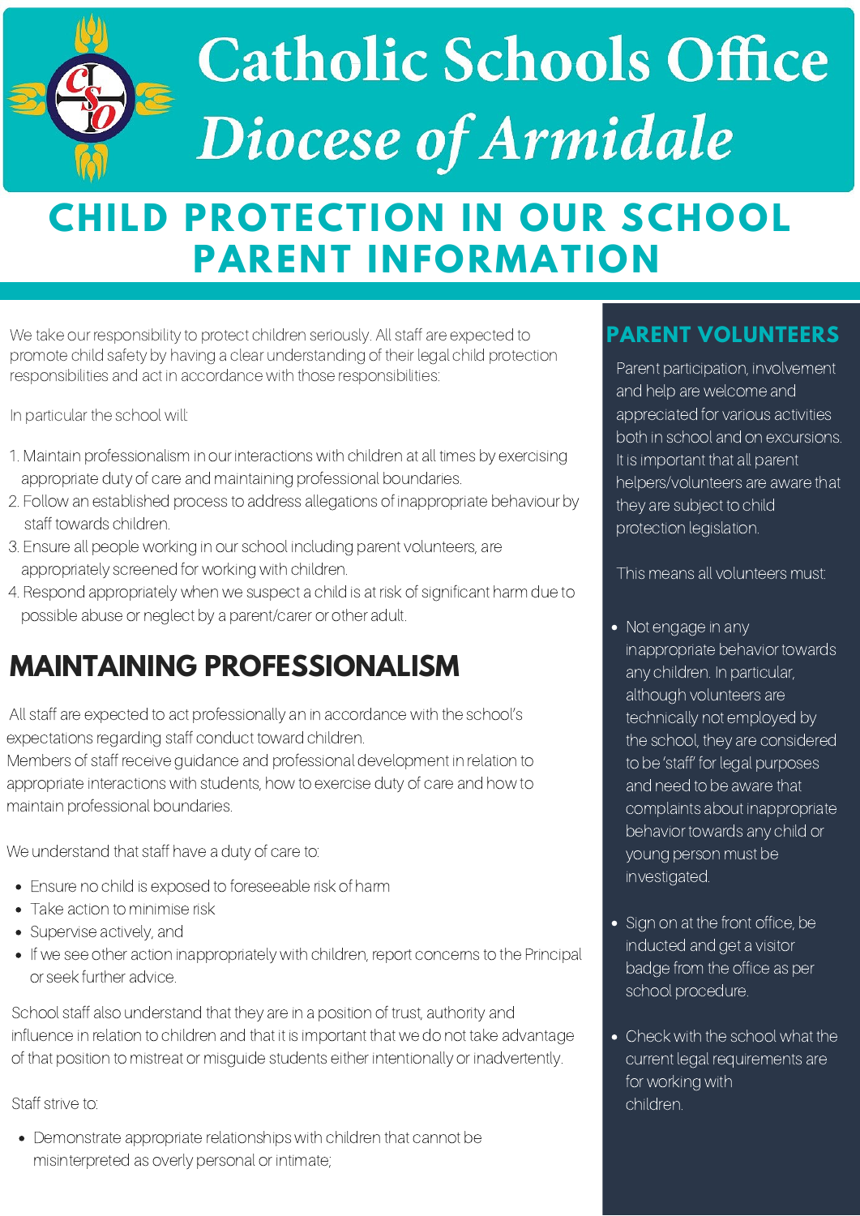# Catholic Schools Office
# *Diocese of Armidale*

## CHILD PROTECTION IN OUR SCHOOL PARENT INFORMATION

We take our responsibility to protect children seriously. All staff are expected to promote child safety by having a clear understanding of their legal child protection responsibilities and act in accordance with those responsibilities:

In particular the school will:

1. Maintain professionalism in our interactions with children at all times by exercising appropriate duty of care and maintaining professional boundaries.
2. Follow an established process to address allegations of inappropriate behaviour by staff towards children.
3. Ensure all people working in our school including parent volunteers, are appropriately screened for working with children.
4. Respond appropriately when we suspect a child is at risk of significant harm due to possible abuse or neglect by a parent/carer or other adult.

## MAINTAINING PROFESSIONALISM

All staff are expected to act professionally an in accordance with the school's expectations regarding staff conduct toward children.
Members of staff receive guidance and professional development in relation to appropriate interactions with students, how to exercise duty of care and how to maintain professional boundaries.

We understand that staff have a duty of care to:

- Ensure no child is exposed to foreseeable risk of harm
- Take action to minimise risk
- Supervise actively, and
- If we see other action inappropriately with children, report concerns to the Principal or seek further advice.

School staff also understand that they are in a position of trust, authority and influence in relation to children and that it is important that we do not take advantage of that position to mistreat or misguide students either intentionally or inadvertently.

Staff strive to:

- Demonstrate appropriate relationships with children that cannot be misinterpreted as overly personal or intimate;

## PARENT VOLUNTEERS

Parent participation, involvement and help are welcome and appreciated for various activities both in school and on excursions. It is important that all parent helpers/volunteers are aware that they are subject to child protection legislation.

This means all volunteers must:

- Not engage in any inappropriate behavior towards any children. In particular, although volunteers are technically not employed by the school, they are considered to be 'staff' for legal purposes and need to be aware that complaints about inappropriate behavior towards any child or young person must be investigated.
- Sign on at the front office, be inducted and get a visitor badge from the office as per school procedure.
- Check with the school what the current legal requirements are for working with children.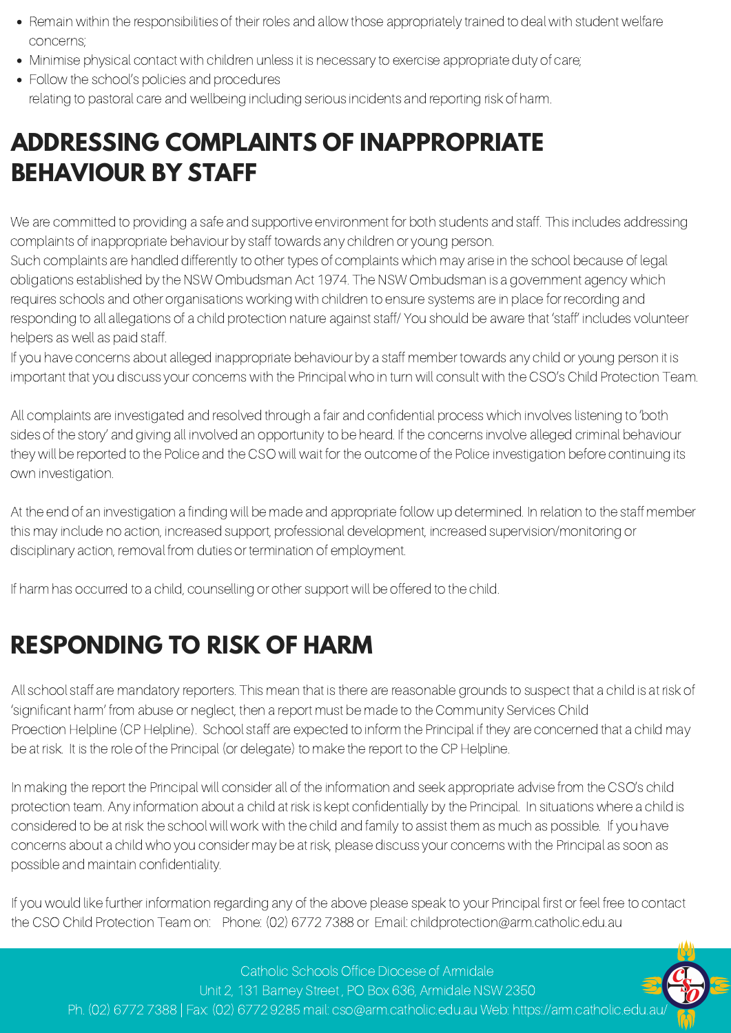- Remain within the responsibilities of their roles and allow those appropriately trained to deal with student welfare concerns;
- Minimise physical contact with children unless it is necessary to exercise appropriate duty of care;
- Follow the school's policies and procedures relating to pastoral care and wellbeing including serious incidents and reporting risk of harm.

# ADDRESSING COMPLAINTS OF INAPPROPRIATE BEHAVIOUR BY STAFF

We are committed to providing a safe and supportive environment for both students and staff. This includes addressing complaints of inappropriate behaviour by staff towards any children or young person.
Such complaints are handled differently to other types of complaints which may arise in the school because of legal obligations established by the NSW Ombudsman Act 1974. The NSW Ombudsman is a government agency which requires schools and other organisations working with children to ensure systems are in place for recording and responding to all allegations of a child protection nature against staff/ You should be aware that 'staff' includes volunteer helpers as well as paid staff.
If you have concerns about alleged inappropriate behaviour by a staff member towards any child or young person it is important that you discuss your concerns with the Principal who in turn will consult with the CSO's Child Protection Team.

All complaints are investigated and resolved through a fair and confidential process which involves listening to 'both sides of the story' and giving all involved an opportunity to be heard. If the concerns involve alleged criminal behaviour they will be reported to the Police and the CSO will wait for the outcome of the Police investigation before continuing its own investigation.

At the end of an investigation a finding will be made and appropriate follow up determined. In relation to the staff member this may include no action, increased support, professional development, increased supervision/monitoring or disciplinary action, removal from duties or termination of employment.

If harm has occurred to a child, counselling or other support will be offered to the child.

# RESPONDING TO RISK OF HARM

All school staff are mandatory reporters. This mean that is there are reasonable grounds to suspect that a child is at risk of 'significant harm' from abuse or neglect, then a report must be made to the Community Services Child Proection Helpline (CP Helpline). School staff are expected to inform the Principal if they are concerned that a child may be at risk. It is the role of the Principal (or delegate) to make the report to the CP Helpline.

In making the report the Principal will consider all of the information and seek appropriate advise from the CSO's child protection team. Any information about a child at risk is kept confidentially by the Principal. In situations where a child is considered to be at risk the school will work with the child and family to assist them as much as possible. If you have concerns about a child who you consider may be at risk, please discuss your concerns with the Principal as soon as possible and maintain confidentiality.

If you would like further information regarding any of the above please speak to your Principal first or feel free to contact the CSO Child Protection Team on: Phone: (02) 6772 7388 or Email: childprotection@arm.catholic.edu.au

Catholic Schools Office Diocese of Armidale
Unit 2, 131 Barney Street , PO Box 636, Armidale NSW 2350
Ph. (02) 6772 7388 | Fax: (02) 6772 9285 mail: cso@arm.catholic.edu.au Web: https://arm.catholic.edu.au/